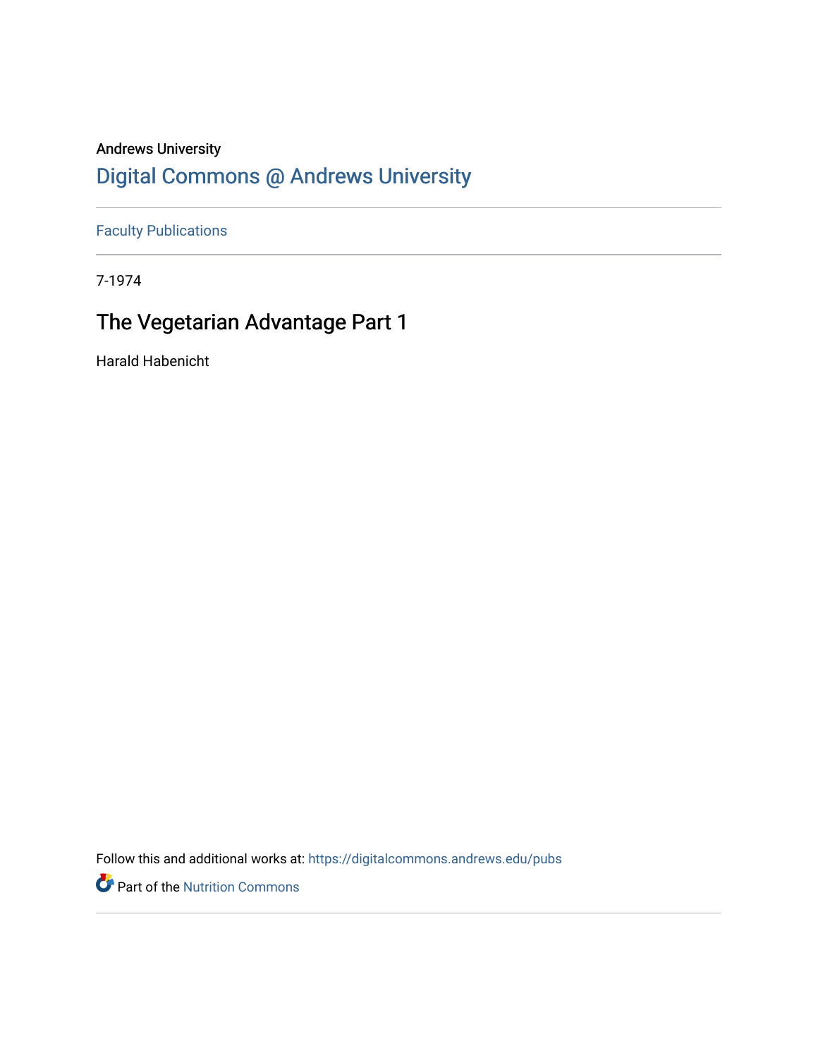Andrews University

## Digital Commons @ Andrews University

Faculty Publications

---

7-1974

# The Vegetarian Advantage Part 1

Harald Habenicht

Follow this and additional works at: https://digitalcommons.andrews.edu/pubs

Part of the Nutrition Commons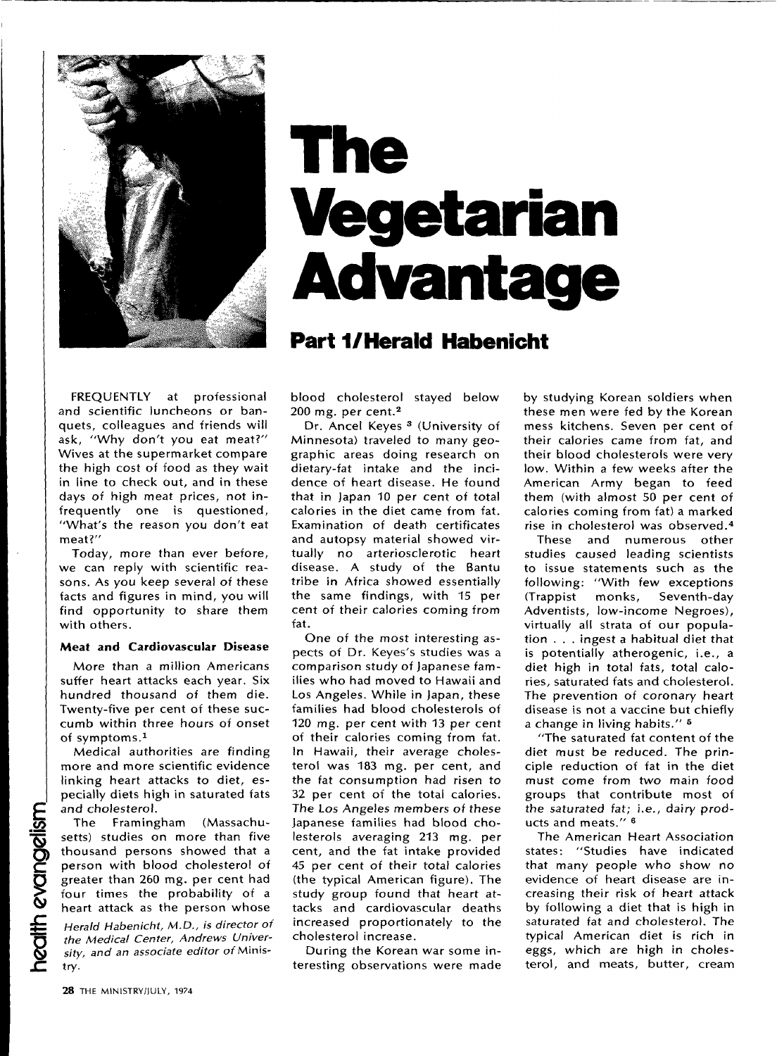# The Vegetarian Advantage

## Part 1/Herald Habenicht

FREQUENTLY at professional and scientific luncheons or banquets, colleagues and friends will ask, "Why don't you eat meat?" Wives at the supermarket compare the high cost of food as they wait in line to check out, and in these days of high meat prices, not infrequently one is questioned, "What's the reason you don't eat meat?"

Today, more than ever before, we can reply with scientific reasons. As you keep several of these facts and figures in mind, you will find opportunity to share them with others.

### Meat and Cardiovascular Disease

More than a million Americans suffer heart attacks each year. Six hundred thousand of them die. Twenty-five per cent of these succumb within three hours of onset of symptoms.[1]

Medical authorities are finding more and more scientific evidence linking heart attacks to diet, especially diets high in saturated fats and cholesterol.

The Framingham (Massachusetts) studies on more than five thousand persons showed that a person with blood cholesterol of greater than 260 mg. per cent had four times the probability of a heart attack as the person whose blood cholesterol stayed below 200 mg. per cent.[2]

*Herald Habenicht, M.D., is director of the Medical Center, Andrews University, and an associate editor of* Ministry.

Dr. Ancel Keyes [3] (University of Minnesota) traveled to many geographic areas doing research on dietary-fat intake and the incidence of heart disease. He found that in Japan 10 per cent of total calories in the diet came from fat. Examination of death certificates and autopsy material showed virtually no arteriosclerotic heart disease. A study of the Bantu tribe in Africa showed essentially the same findings, with 15 per cent of their calories coming from fat.

One of the most interesting aspects of Dr. Keyes's studies was a comparison study of Japanese families who had moved to Hawaii and Los Angeles. While in Japan, these families had blood cholesterols of 120 mg. per cent with 13 per cent of their calories coming from fat. In Hawaii, their average cholesterol was 183 mg. per cent, and the fat consumption had risen to 32 per cent of the total calories. The Los Angeles members of these Japanese families had blood cholesterols averaging 213 mg. per cent, and the fat intake provided 45 per cent of their total calories (the typical American figure). The study group found that heart attacks and cardiovascular deaths increased proportionately to the cholesterol increase.

During the Korean war some interesting observations were made by studying Korean soldiers when these men were fed by the Korean mess kitchens. Seven per cent of their calories came from fat, and their blood cholesterols were very low. Within a few weeks after the American Army began to feed them (with almost 50 per cent of calories coming from fat) a marked rise in cholesterol was observed.[4]

These and numerous other studies caused leading scientists to issue statements such as the following: "With few exceptions (Trappist monks, Seventh-day Adventists, low-income Negroes), virtually all strata of our population . . . ingest a habitual diet that is potentially atherogenic, i.e., a diet high in total fats, total calories, saturated fats and cholesterol. The prevention of coronary heart disease is not a vaccine but chiefly a change in living habits." [5]

"The saturated fat content of the diet must be reduced. The principle reduction of fat in the diet must come from two main food groups that contribute most of the saturated fat; i.e., dairy products and meats." [6]

The American Heart Association states: "Studies have indicated that many people who show no evidence of heart disease are increasing their risk of heart attack by following a diet that is high in saturated fat and cholesterol. The typical American diet is rich in eggs, which are high in cholesterol, and meats, butter, cream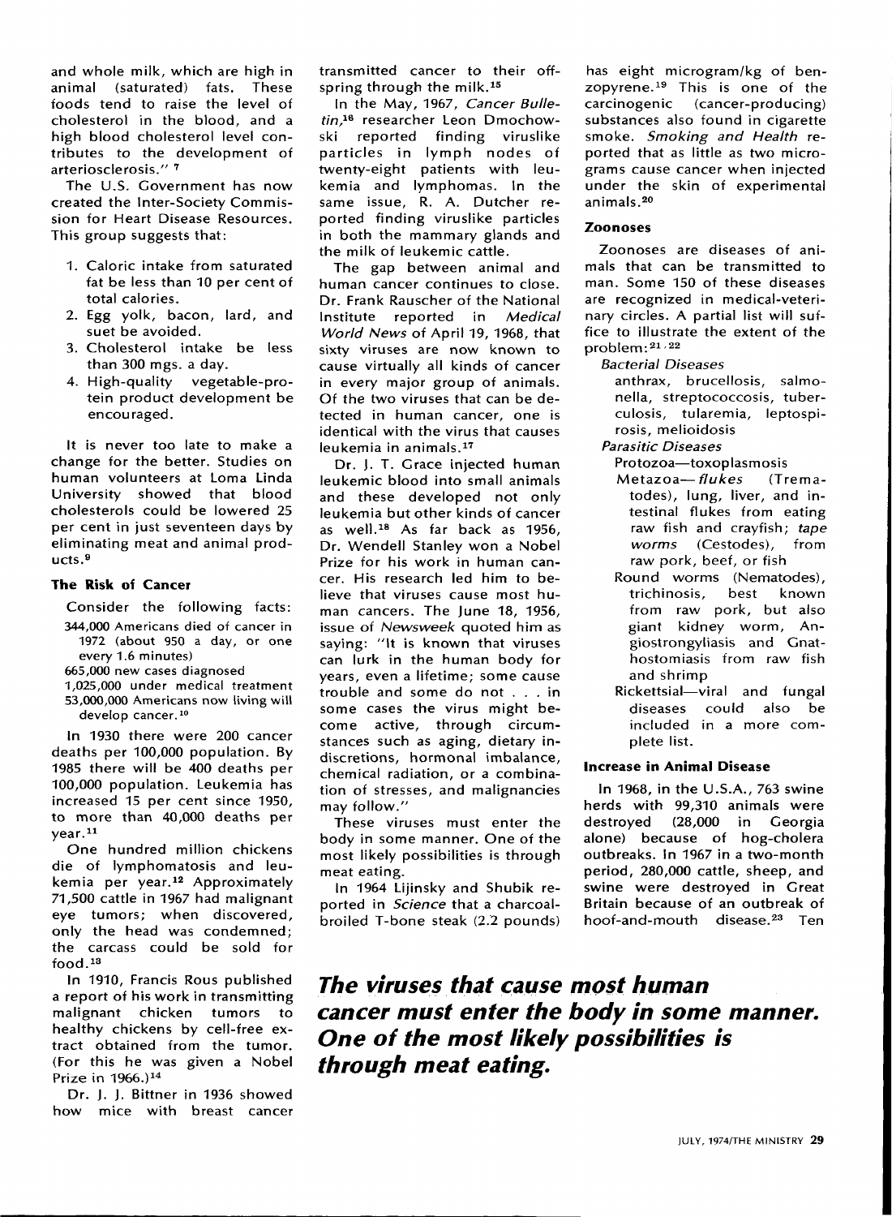and whole milk, which are high in animal (saturated) fats. These foods tend to raise the level of cholesterol in the blood, and a high blood cholesterol level contributes to the development of arteriosclerosis." [7]

The U.S. Government has now created the Inter-Society Commission for Heart Disease Resources. This group suggests that:

1. Caloric intake from saturated fat be less than 10 per cent of total calories.
2. Egg yolk, bacon, lard, and suet be avoided.
3. Cholesterol intake be less than 300 mgs. a day.
4. High-quality vegetable-protein product development be encouraged.

It is never too late to make a change for the better. Studies on human volunteers at Loma Linda University showed that blood cholesterols could be lowered 25 per cent in just seventeen days by eliminating meat and animal products.[9]

### The Risk of Cancer

Consider the following facts:

- 344,000 Americans died of cancer in 1972 (about 950 a day, or one every 1.6 minutes)
- 665,000 new cases diagnosed
- 1,025,000 under medical treatment
- 53,000,000 Americans now living will develop cancer.[10]

In 1930 there were 200 cancer deaths per 100,000 population. By 1985 there will be 400 deaths per 100,000 population. Leukemia has increased 15 per cent since 1950, to more than 40,000 deaths per year.[11]

One hundred million chickens die of lymphomatosis and leukemia per year.[12] Approximately 71,500 cattle in 1967 had malignant eye tumors; when discovered, only the head was condemned; the carcass could be sold for food.[13]

In 1910, Francis Rous published a report of his work in transmitting malignant chicken tumors to healthy chickens by cell-free extract obtained from the tumor. (For this he was given a Nobel Prize in 1966.)[14]

Dr. J. J. Bittner in 1936 showed how mice with breast cancer transmitted cancer to their offspring through the milk.[15]

In the May, 1967, *Cancer Bulletin*,[16] researcher Leon Dmochowski reported finding viruslike particles in lymph nodes of twenty-eight patients with leukemia and lymphomas. In the same issue, R. A. Dutcher reported finding viruslike particles in both the mammary glands and the milk of leukemic cattle.

The gap between animal and human cancer continues to close. Dr. Frank Rauscher of the National Institute reported in *Medical World News* of April 19, 1968, that sixty viruses are now known to cause virtually all kinds of cancer in every major group of animals. Of the two viruses that can be detected in human cancer, one is identical with the virus that causes leukemia in animals.[17]

Dr. J. T. Grace injected human leukemic blood into small animals and these developed not only leukemia but other kinds of cancer as well.[18] As far back as 1956, Dr. Wendell Stanley won a Nobel Prize for his work in human cancer. His research led him to believe that viruses cause most human cancers. The June 18, 1956, issue of *Newsweek* quoted him as saying: "It is known that viruses can lurk in the human body for years, even a lifetime; some cause trouble and some do not . . . in some cases the virus might become active, through circumstances such as aging, dietary indiscretions, hormonal imbalance, chemical radiation, or a combination of stresses, and malignancies may follow."

These viruses must enter the body in some manner. One of the most likely possibilities is through meat eating.

In 1964 Lijinsky and Shubik reported in *Science* that a charcoal-broiled T-bone steak (2.2 pounds) has eight microgram/kg of benzopyrene.[19] This is one of the carcinogenic (cancer-producing) substances also found in cigarette smoke. *Smoking and Health* reported that as little as two micrograms cause cancer when injected under the skin of experimental animals.[20]

### Zoonoses

Zoonoses are diseases of animals that can be transmitted to man. Some 150 of these diseases are recognized in medical-veterinary circles. A partial list will suffice to illustrate the extent of the problem:[21,22]

*Bacterial Diseases*

anthrax, brucellosis, salmonella, streptococcosis, tuberculosis, tularemia, leptospirosis, melioidosis

*Parasitic Diseases*

- Protozoa—toxoplasmosis
- Metazoa—*flukes* (Trematodes), lung, liver, and intestinal flukes from eating raw fish and crayfish; *tape worms* (Cestodes), from raw pork, beef, or fish
- Round worms (Nematodes), trichinosis, best known from raw pork, but also giant kidney worm, Angiostrongyliasis and Gnathostomiasis from raw fish and shrimp
- Rickettsial—viral and fungal diseases could also be included in a more complete list.

### Increase in Animal Disease

In 1968, in the U.S.A., 763 swine herds with 99,310 animals were destroyed (28,000 in Georgia alone) because of hog-cholera outbreaks. In 1967 in a two-month period, 280,000 cattle, sheep, and swine were destroyed in Great Britain because of an outbreak of hoof-and-mouth disease.[23] Ten

***The viruses that cause most human cancer must enter the body in some manner. One of the most likely possibilities is through meat eating.***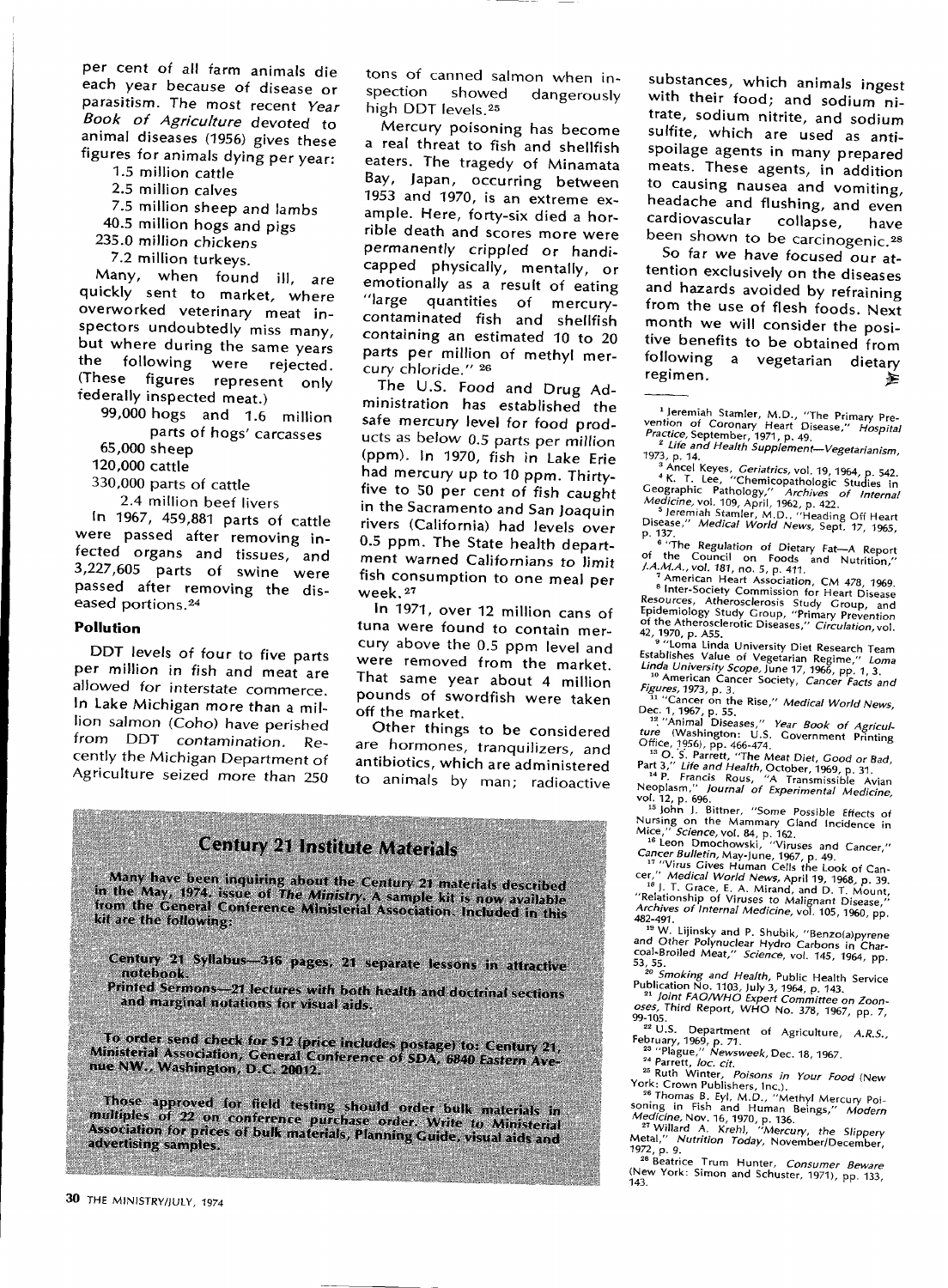per cent of all farm animals die each year because of disease or parasitism. The most recent *Year Book of Agriculture* devoted to animal diseases (1956) gives these figures for animals dying per year:

- 1.5 million cattle
- 2.5 million calves
- 7.5 million sheep and lambs
- 40.5 million hogs and pigs
- 235.0 million chickens
- 7.2 million turkeys.

Many, when found ill, are quickly sent to market, where overworked veterinary meat inspectors undoubtedly miss many, but where during the same years the following were rejected. (These figures represent only federally inspected meat.)

- 99,000 hogs and 1.6 million parts of hogs' carcasses
- 65,000 sheep
- 120,000 cattle
- 330,000 parts of cattle
- 2.4 million beef livers

In 1967, 459,881 parts of cattle were passed after removing infected organs and tissues, and 3,227,605 parts of swine were passed after removing the diseased portions.[24]

## Pollution

DDT levels of four to five parts per million in fish and meat are allowed for interstate commerce. In Lake Michigan more than a million salmon (Coho) have perished from DDT contamination. Recently the Michigan Department of Agriculture seized more than 250 tons of canned salmon when inspection showed dangerously high DDT levels.[25]

Mercury poisoning has become a real threat to fish and shellfish eaters. The tragedy of Minamata Bay, Japan, occurring between 1953 and 1970, is an extreme example. Here, forty-six died a horrible death and scores more were permanently crippled or handicapped physically, mentally, or emotionally as a result of eating "large quantities of mercury-contaminated fish and shellfish containing an estimated 10 to 20 parts per million of methyl mercury chloride."[26]

The U.S. Food and Drug Administration has established the safe mercury level for food products as below 0.5 parts per million (ppm). In 1970, fish in Lake Erie had mercury up to 10 ppm. Thirty-five to 50 per cent of fish caught in the Sacramento and San Joaquin rivers (California) had levels over 0.5 ppm. The State health department warned Californians to limit fish consumption to one meal per week.[27]

In 1971, over 12 million cans of tuna were found to contain mercury above the 0.5 ppm level and were removed from the market. That same year about 4 million pounds of swordfish were taken off the market.

Other things to be considered are hormones, tranquilizers, and antibiotics, which are administered to animals by man; radioactive substances, which animals ingest with their food; and sodium nitrate, sodium nitrite, and sodium sulfite, which are used as anti-spoilage agents in many prepared meats. These agents, in addition to causing nausea and vomiting, headache and flushing, and even cardiovascular collapse, have been shown to be carcinogenic.[28]

So far we have focused our attention exclusively on the diseases and hazards avoided by refraining from the use of flesh foods. Next month we will consider the positive benefits to be obtained from following a vegetarian dietary regimen.

---

[1] Jeremiah Stamler, M.D., "The Primary Prevention of Coronary Heart Disease," *Hospital Practice*, September, 1971, p. 49.

[2] *Life and Health Supplement—Vegetarianism*, 1973, p. 14.

[3] Ancel Keyes, *Geriatrics*, vol. 19, 1964, p. 542.

[4] K. T. Lee, "Chemicopathologic Studies in Geographic Pathology," *Archives of Internal Medicine*, vol. 109, April, 1962, p. 422.

[5] Jeremiah Stamler, M.D., "Heading Off Heart Disease," *Medical World News*, Sept. 17, 1965, p. 137.

[6] "The Regulation of Dietary Fat—A Report of the Council on Foods and Nutrition," *J.A.M.A.*, vol. 181, no. 5, p. 411.

[7] American Heart Association, CM 478, 1969.

[8] Inter-Society Commission for Heart Disease Resources, Atherosclerosis Study Group, and Epidemiology Study Group, "Primary Prevention of the Atherosclerotic Diseases," *Circulation*, vol. 42, 1970, p. A55.

[9] "Loma Linda University Diet Research Team Establishes Value of Vegetarian Regime," *Loma Linda University Scope*, June 17, 1966, pp. 1, 3.

[10] American Cancer Society, *Cancer Facts and Figures*, 1973, p. 3.

[11] "Cancer on the Rise," *Medical World News*, Dec. 1, 1967, p. 55.

[12] "Animal Diseases," *Year Book of Agriculture* (Washington: U.S. Government Printing Office, 1956), pp. 466-474.

[13] O. S. Parrett, "The Meat Diet, Good or Bad, Part 3," *Life and Health*, October, 1969, p. 31.

[14] P. Francis Rous, "A Transmissible Avian Neoplasm," *Journal of Experimental Medicine*, vol. 12, p. 696.

[15] John J. Bittner, "Some Possible Effects of Nursing on the Mammary Gland Incidence in Mice," *Science*, vol. 84, p. 162.

[16] Leon Dmochowski, "Viruses and Cancer," *Cancer Bulletin*, May-June, 1967, p. 49.

[17] "Virus Gives Human Cells the Look of Cancer," *Medical World News*, April 19, 1968, p. 39.

[18] J. T. Grace, E. A. Mirand, and D. T. Mount, "Relationship of Viruses to Malignant Disease," *Archives of Internal Medicine*, vol. 105, 1960, pp. 482-491.

[19] W. Lijinsky and P. Shubik, "Benzo(a)pyrene and Other Polynuclear Hydro Carbons in Charcoal-Broiled Meat," *Science*, vol. 145, 1964, pp. 53, 55.

[20] *Smoking and Health*, Public Health Service Publication No. 1103, July 3, 1964, p. 143.

[21] *Joint FAO/WHO Expert Committee on Zoonoses*, Third Report, WHO No. 378, 1967, pp. 7, 99-105.

[22] U.S. Department of Agriculture, *A.R.S.*, February, 1969, p. 71.

[23] "Plague," *Newsweek*, Dec. 18, 1967.

[24] Parrett, *loc. cit.*

[25] Ruth Winter, *Poisons in Your Food* (New York: Crown Publishers, Inc.).

[26] Thomas B. Eyl, M.D., "Methyl Mercury Poisoning in Fish and Human Beings," *Modern Medicine*, Nov. 16, 1970, p. 136.

[27] Willard A. Krehl, "Mercury, the Slippery Metal," *Nutrition Today*, November/December, 1972, p. 9.

[28] Beatrice Trum Hunter, *Consumer Beware* (New York: Simon and Schuster, 1971), pp. 133, 143.

---

## Century 21 Institute Materials

Many have been inquiring about the Century 21 materials described in the May, 1974, issue of *The Ministry*. A sample kit is now available from the General Conference Ministerial Association. Included in this kit are the following:

Century 21 Syllabus—316 pages, 21 separate lessons in attractive notebook.

Printed Sermons—21 lectures with both health and doctrinal sections and marginal notations for visual aids.

To order send check for $12 (price includes postage) to: Century 21, Ministerial Association, General Conference of SDA, 6840 Eastern Avenue NW., Washington, D.C. 20012.

Those approved for field testing should order bulk materials in multiples of 22 on conference purchase order. Write to Ministerial Association for prices of bulk materials, Planning Guide, visual aids and advertising samples.